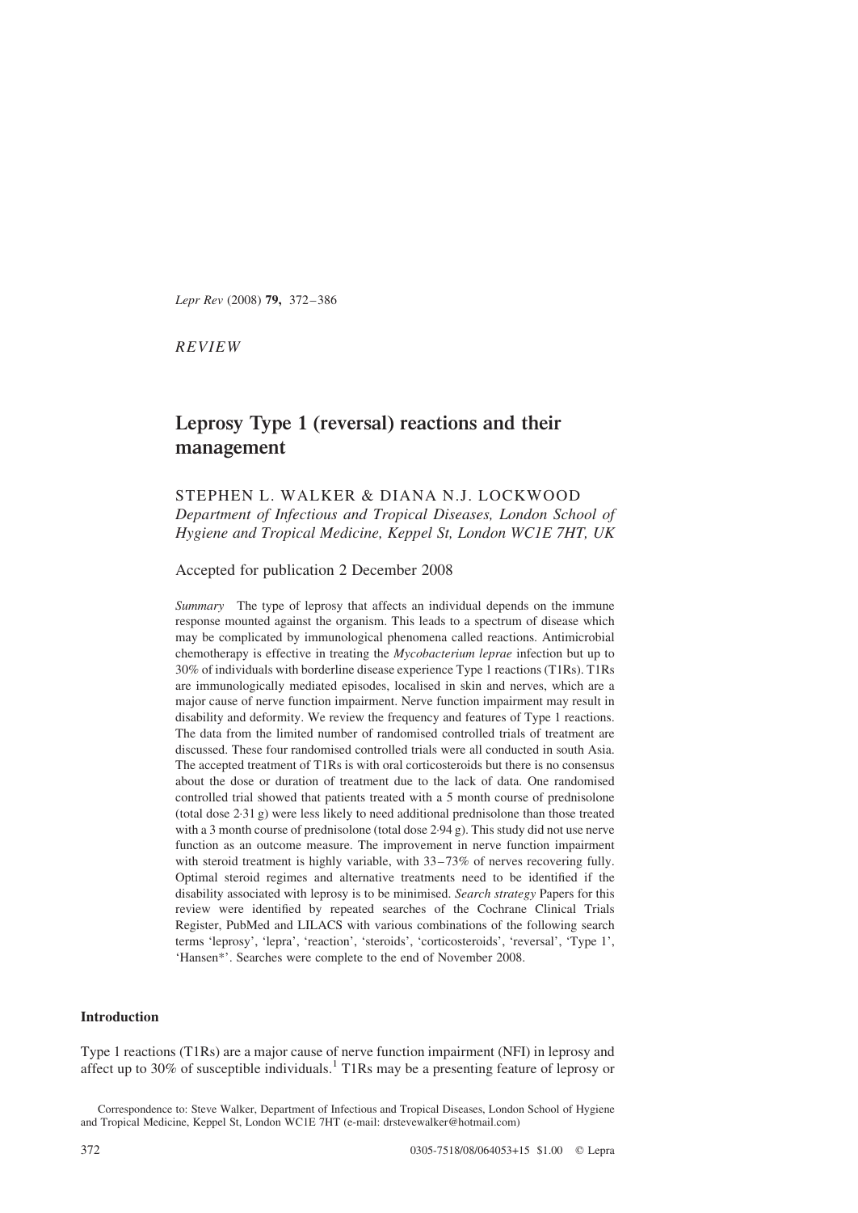*REVIEW*

# Leprosy Type 1 (reversal) reactions and their management

STEPHEN L. WALKER & DIANA N.J. LOCKWOOD

*Department of Infectious and Tropical Diseases, London School of Hygiene and Tropical Medicine, Keppel St, London WC1E 7HT, UK*

Accepted for publication 2 December 2008

*Summary* The type of leprosy that affects an individual depends on the immune response mounted against the organism. This leads to a spectrum of disease which may be complicated by immunological phenomena called reactions. Antimicrobial chemotherapy is effective in treating the *Mycobacterium leprae* infection but up to 30% of individuals with borderline disease experience Type 1 reactions (T1Rs). T1Rs are immunologically mediated episodes, localised in skin and nerves, which are a major cause of nerve function impairment. Nerve function impairment may result in disability and deformity. We review the frequency and features of Type 1 reactions. The data from the limited number of randomised controlled trials of treatment are discussed. These four randomised controlled trials were all conducted in south Asia. The accepted treatment of T1Rs is with oral corticosteroids but there is no consensus about the dose or duration of treatment due to the lack of data. One randomised controlled trial showed that patients treated with a 5 month course of prednisolone (total dose 2·31 g) were less likely to need additional prednisolone than those treated with a 3 month course of prednisolone (total dose 2·94 g). This study did not use nerve function as an outcome measure. The improvement in nerve function impairment with steroid treatment is highly variable, with 33–73% of nerves recovering fully. Optimal steroid regimes and alternative treatments need to be identified if the disability associated with leprosy is to be minimised. *Search strategy* Papers for this review were identified by repeated searches of the Cochrane Clinical Trials Register, PubMed and LILACS with various combinations of the following search terms 'leprosy', 'lepra', 'reaction', 'steroids', 'corticosteroids', 'reversal', 'Type 1', 'Hansen*'. Searches were complete to the end of November 2008.

## Introduction

Type 1 reactions (T1Rs) are a major cause of nerve function impairment (NFI) in leprosy and affect up to 30% of susceptible individuals.[1] T1Rs may be a presenting feature of leprosy or

Correspondence to: Steve Walker, Department of Infectious and Tropical Diseases, London School of Hygiene and Tropical Medicine, Keppel St, London WC1E 7HT (e-mail: drstevewalker@hotmail.com)

0305-7518/08/064053+15 $1.00 © Lepra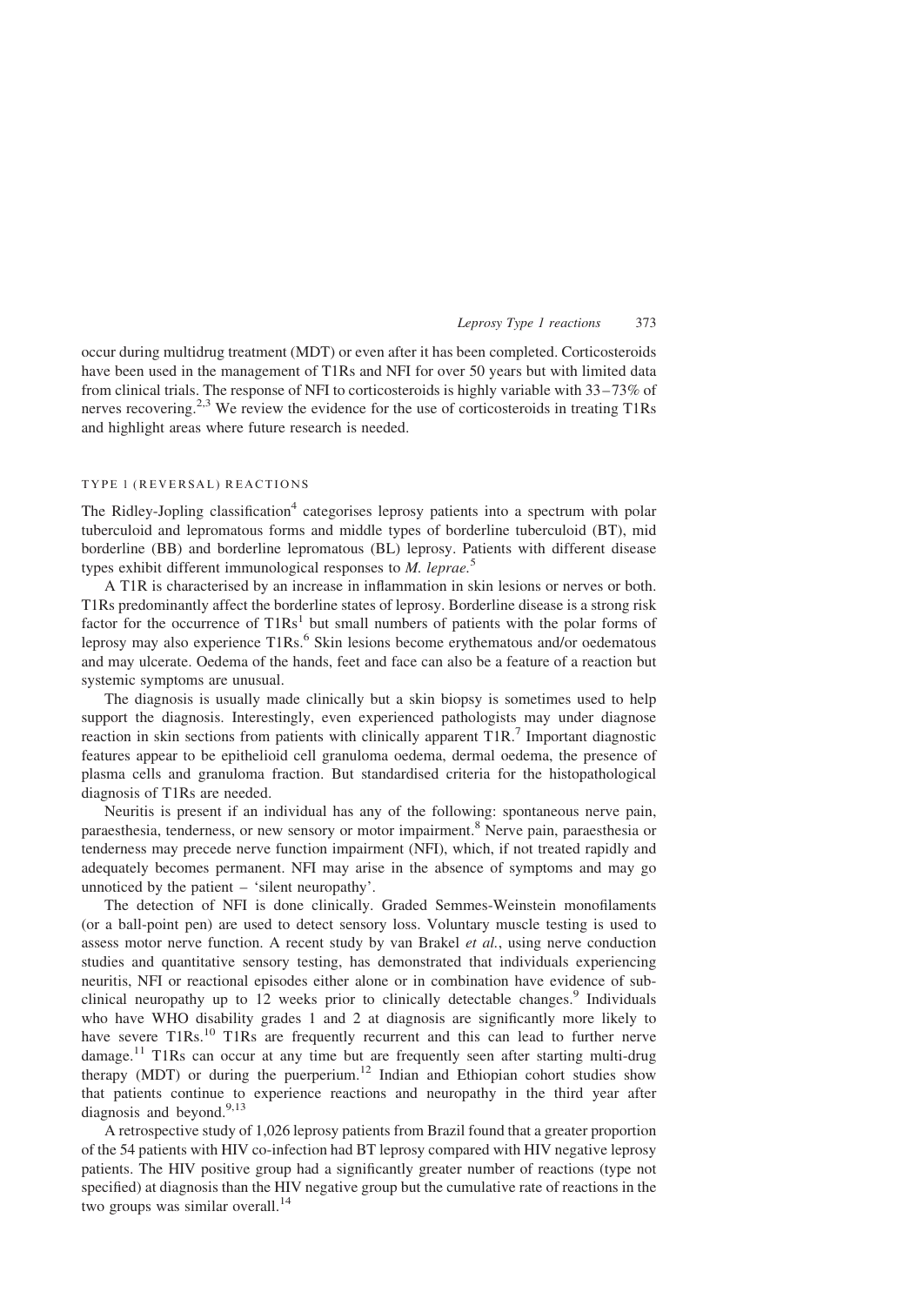occur during multidrug treatment (MDT) or even after it has been completed. Corticosteroids have been used in the management of T1Rs and NFI for over 50 years but with limited data from clinical trials. The response of NFI to corticosteroids is highly variable with 33–73% of nerves recovering.[2,3] We review the evidence for the use of corticosteroids in treating T1Rs and highlight areas where future research is needed.

## Type 1 (Reversal) Reactions

The Ridley-Jopling classification[4] categorises leprosy patients into a spectrum with polar tuberculoid and lepromatous forms and middle types of borderline tuberculoid (BT), mid borderline (BB) and borderline lepromatous (BL) leprosy. Patients with different disease types exhibit different immunological responses to *M. leprae*.[5]

A T1R is characterised by an increase in inflammation in skin lesions or nerves or both. T1Rs predominantly affect the borderline states of leprosy. Borderline disease is a strong risk factor for the occurrence of T1Rs[1] but small numbers of patients with the polar forms of leprosy may also experience T1Rs.[6] Skin lesions become erythematous and/or oedematous and may ulcerate. Oedema of the hands, feet and face can also be a feature of a reaction but systemic symptoms are unusual.

The diagnosis is usually made clinically but a skin biopsy is sometimes used to help support the diagnosis. Interestingly, even experienced pathologists may under diagnose reaction in skin sections from patients with clinically apparent T1R.[7] Important diagnostic features appear to be epithelioid cell granuloma oedema, dermal oedema, the presence of plasma cells and granuloma fraction. But standardised criteria for the histopathological diagnosis of T1Rs are needed.

Neuritis is present if an individual has any of the following: spontaneous nerve pain, paraesthesia, tenderness, or new sensory or motor impairment.[8] Nerve pain, paraesthesia or tenderness may precede nerve function impairment (NFI), which, if not treated rapidly and adequately becomes permanent. NFI may arise in the absence of symptoms and may go unnoticed by the patient – 'silent neuropathy'.

The detection of NFI is done clinically. Graded Semmes-Weinstein monofilaments (or a ball-point pen) are used to detect sensory loss. Voluntary muscle testing is used to assess motor nerve function. A recent study by van Brakel *et al.*, using nerve conduction studies and quantitative sensory testing, has demonstrated that individuals experiencing neuritis, NFI or reactional episodes either alone or in combination have evidence of sub-clinical neuropathy up to 12 weeks prior to clinically detectable changes.[9] Individuals who have WHO disability grades 1 and 2 at diagnosis are significantly more likely to have severe T1Rs.[10] T1Rs are frequently recurrent and this can lead to further nerve damage.[11] T1Rs can occur at any time but are frequently seen after starting multi-drug therapy (MDT) or during the puerperium.[12] Indian and Ethiopian cohort studies show that patients continue to experience reactions and neuropathy in the third year after diagnosis and beyond.[9,13]

A retrospective study of 1,026 leprosy patients from Brazil found that a greater proportion of the 54 patients with HIV co-infection had BT leprosy compared with HIV negative leprosy patients. The HIV positive group had a significantly greater number of reactions (type not specified) at diagnosis than the HIV negative group but the cumulative rate of reactions in the two groups was similar overall.[14]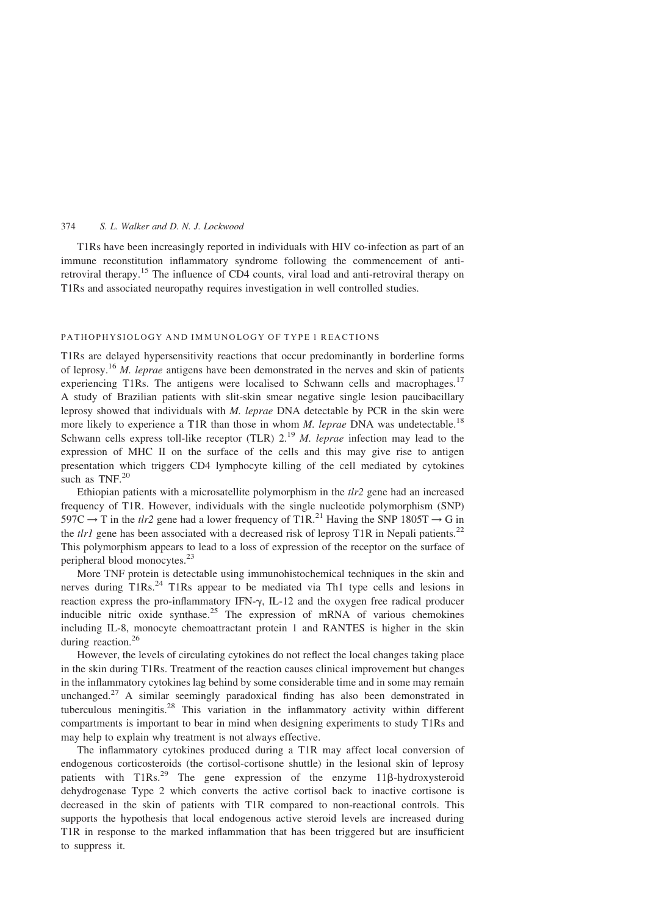T1Rs have been increasingly reported in individuals with HIV co-infection as part of an immune reconstitution inflammatory syndrome following the commencement of anti-retroviral therapy.[15] The influence of CD4 counts, viral load and anti-retroviral therapy on T1Rs and associated neuropathy requires investigation in well controlled studies.

## PATHOPHYSIOLOGY AND IMMUNOLOGY OF TYPE 1 REACTIONS

T1Rs are delayed hypersensitivity reactions that occur predominantly in borderline forms of leprosy.[16] *M. leprae* antigens have been demonstrated in the nerves and skin of patients experiencing T1Rs. The antigens were localised to Schwann cells and macrophages.[17] A study of Brazilian patients with slit-skin smear negative single lesion paucibacillary leprosy showed that individuals with *M. leprae* DNA detectable by PCR in the skin were more likely to experience a T1R than those in whom *M. leprae* DNA was undetectable.[18] Schwann cells express toll-like receptor (TLR) 2.[19] *M. leprae* infection may lead to the expression of MHC II on the surface of the cells and this may give rise to antigen presentation which triggers CD4 lymphocyte killing of the cell mediated by cytokines such as TNF.[20]

Ethiopian patients with a microsatellite polymorphism in the *tlr2* gene had an increased frequency of T1R. However, individuals with the single nucleotide polymorphism (SNP) 597C → T in the *tlr2* gene had a lower frequency of T1R.[21] Having the SNP 1805T → G in the *tlr1* gene has been associated with a decreased risk of leprosy T1R in Nepali patients.[22] This polymorphism appears to lead to a loss of expression of the receptor on the surface of peripheral blood monocytes.[23]

More TNF protein is detectable using immunohistochemical techniques in the skin and nerves during T1Rs.[24] T1Rs appear to be mediated via Th1 type cells and lesions in reaction express the pro-inflammatory IFN-$\gamma$, IL-12 and the oxygen free radical producer inducible nitric oxide synthase.[25] The expression of mRNA of various chemokines including IL-8, monocyte chemoattractant protein 1 and RANTES is higher in the skin during reaction.[26]

However, the levels of circulating cytokines do not reflect the local changes taking place in the skin during T1Rs. Treatment of the reaction causes clinical improvement but changes in the inflammatory cytokines lag behind by some considerable time and in some may remain unchanged.[27] A similar seemingly paradoxical finding has also been demonstrated in tuberculous meningitis.[28] This variation in the inflammatory activity within different compartments is important to bear in mind when designing experiments to study T1Rs and may help to explain why treatment is not always effective.

The inflammatory cytokines produced during a T1R may affect local conversion of endogenous corticosteroids (the cortisol-cortisone shuttle) in the lesional skin of leprosy patients with T1Rs.[29] The gene expression of the enzyme 11$\beta$-hydroxysteroid dehydrogenase Type 2 which converts the active cortisol back to inactive cortisone is decreased in the skin of patients with T1R compared to non-reactional controls. This supports the hypothesis that local endogenous active steroid levels are increased during T1R in response to the marked inflammation that has been triggered but are insufficient to suppress it.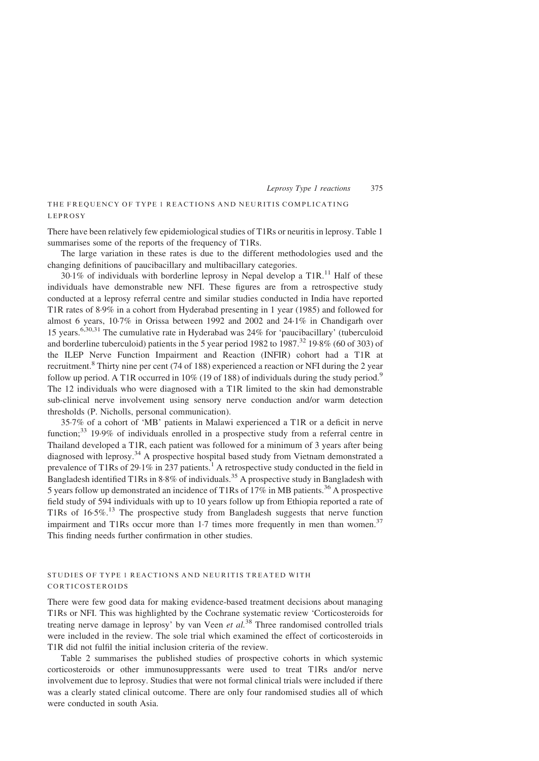## THE FREQUENCY OF TYPE 1 REACTIONS AND NEURITIS COMPLICATING LEPROSY

There have been relatively few epidemiological studies of T1Rs or neuritis in leprosy. Table 1 summarises some of the reports of the frequency of T1Rs.

The large variation in these rates is due to the different methodologies used and the changing definitions of paucibacillary and multibacillary categories.

30·1% of individuals with borderline leprosy in Nepal develop a T1R.[11] Half of these individuals have demonstrable new NFI. These figures are from a retrospective study conducted at a leprosy referral centre and similar studies conducted in India have reported T1R rates of 8·9% in a cohort from Hyderabad presenting in 1 year (1985) and followed for almost 6 years, 10·7% in Orissa between 1992 and 2002 and 24·1% in Chandigarh over 15 years.[6,30,31] The cumulative rate in Hyderabad was 24% for 'paucibacillary' (tuberculoid and borderline tuberculoid) patients in the 5 year period 1982 to 1987.[32] 19·8% (60 of 303) of the ILEP Nerve Function Impairment and Reaction (INFIR) cohort had a T1R at recruitment.[8] Thirty nine per cent (74 of 188) experienced a reaction or NFI during the 2 year follow up period. A T1R occurred in 10% (19 of 188) of individuals during the study period.[9] The 12 individuals who were diagnosed with a T1R limited to the skin had demonstrable sub-clinical nerve involvement using sensory nerve conduction and/or warm detection thresholds (P. Nicholls, personal communication).

35·7% of a cohort of 'MB' patients in Malawi experienced a T1R or a deficit in nerve function;[33] 19·9% of individuals enrolled in a prospective study from a referral centre in Thailand developed a T1R, each patient was followed for a minimum of 3 years after being diagnosed with leprosy.[34] A prospective hospital based study from Vietnam demonstrated a prevalence of T1Rs of 29·1% in 237 patients.[1] A retrospective study conducted in the field in Bangladesh identified T1Rs in 8·8% of individuals.[35] A prospective study in Bangladesh with 5 years follow up demonstrated an incidence of T1Rs of 17% in MB patients.[36] A prospective field study of 594 individuals with up to 10 years follow up from Ethiopia reported a rate of T1Rs of 16·5%.[13] The prospective study from Bangladesh suggests that nerve function impairment and T1Rs occur more than 1·7 times more frequently in men than women.[37] This finding needs further confirmation in other studies.

## STUDIES OF TYPE 1 REACTIONS AND NEURITIS TREATED WITH CORTICOSTEROIDS

There were few good data for making evidence-based treatment decisions about managing T1Rs or NFI. This was highlighted by the Cochrane systematic review 'Corticosteroids for treating nerve damage in leprosy' by van Veen *et al.*[38] Three randomised controlled trials were included in the review. The sole trial which examined the effect of corticosteroids in T1R did not fulfil the initial inclusion criteria of the review.

Table 2 summarises the published studies of prospective cohorts in which systemic corticosteroids or other immunosuppressants were used to treat T1Rs and/or nerve involvement due to leprosy. Studies that were not formal clinical trials were included if there was a clearly stated clinical outcome. There are only four randomised studies all of which were conducted in south Asia.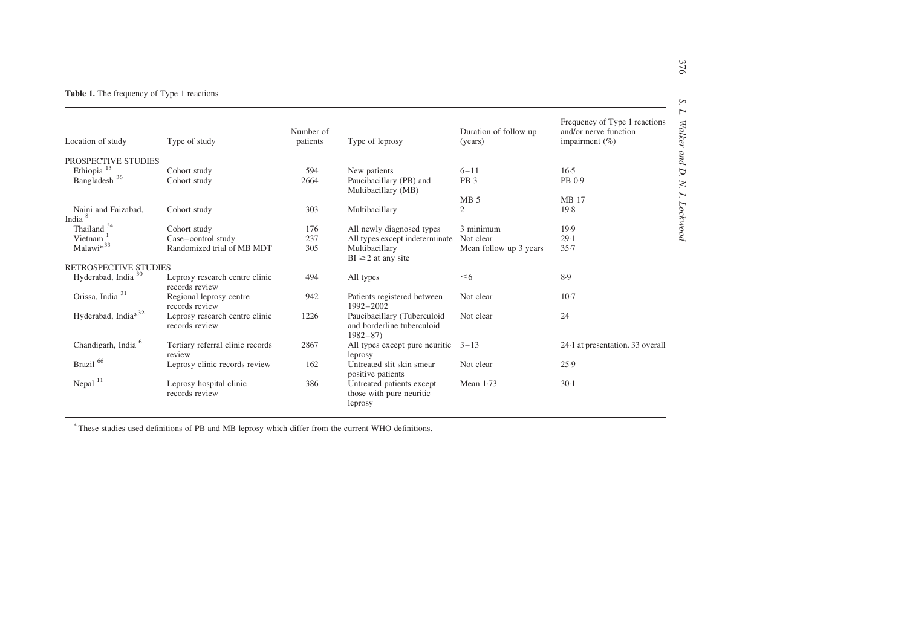**Table 1.** The frequency of Type 1 reactions

| Location of study | Type of study | Number of patients | Type of leprosy | Duration of follow up (years) | Frequency of Type 1 reactions and/or nerve function impairment (%) |
|---|---|---|---|---|---|
| PROSPECTIVE STUDIES | | | | | |
| Ethiopia [13] | Cohort study | 594 | New patients | 6–11 | 16·5 |
| Bangladesh [36] | Cohort study | 2664 | Paucibacillary (PB) and Multibacillary (MB) | PB 3 | PB 0·9 |
| | | | | MB 5 | MB 17 |
| Naini and Faizabad, India [8] | Cohort study | 303 | Multibacillary | 2 | 19·8 |
| Thailand [34] | Cohort study | 176 | All newly diagnosed types | 3 minimum | 19·9 |
| Vietnam [1] | Case–control study | 237 | All types except indeterminate | Not clear | 29·1 |
| Malawi*[33] | Randomized trial of MB MDT | 305 | Multibacillary BI ≥2 at any site | Mean follow up 3 years | 35·7 |
| RETROSPECTIVE STUDIES | | | | | |
| Hyderabad, India [30] | Leprosy research centre clinic records review | 494 | All types | ≤6 | 8·9 |
| Orissa, India [31] | Regional leprosy centre records review | 942 | Patients registered between 1992–2002 | Not clear | 10·7 |
| Hyderabad, India*[32] | Leprosy research centre clinic records review | 1226 | Paucibacillary (Tuberculoid and borderline tuberculoid 1982–87) | Not clear | 24 |
| Chandigarh, India [6] | Tertiary referral clinic records review | 2867 | All types except pure neuritic leprosy | 3–13 | 24·1 at presentation. 33 overall |
| Brazil [66] | Leprosy clinic records review | 162 | Untreated slit skin smear positive patients | Not clear | 25·9 |
| Nepal [11] | Leprosy hospital clinic records review | 386 | Untreated patients except those with pure neuritic leprosy | Mean 1·73 | 30·1 |

* These studies used definitions of PB and MB leprosy which differ from the current WHO definitions.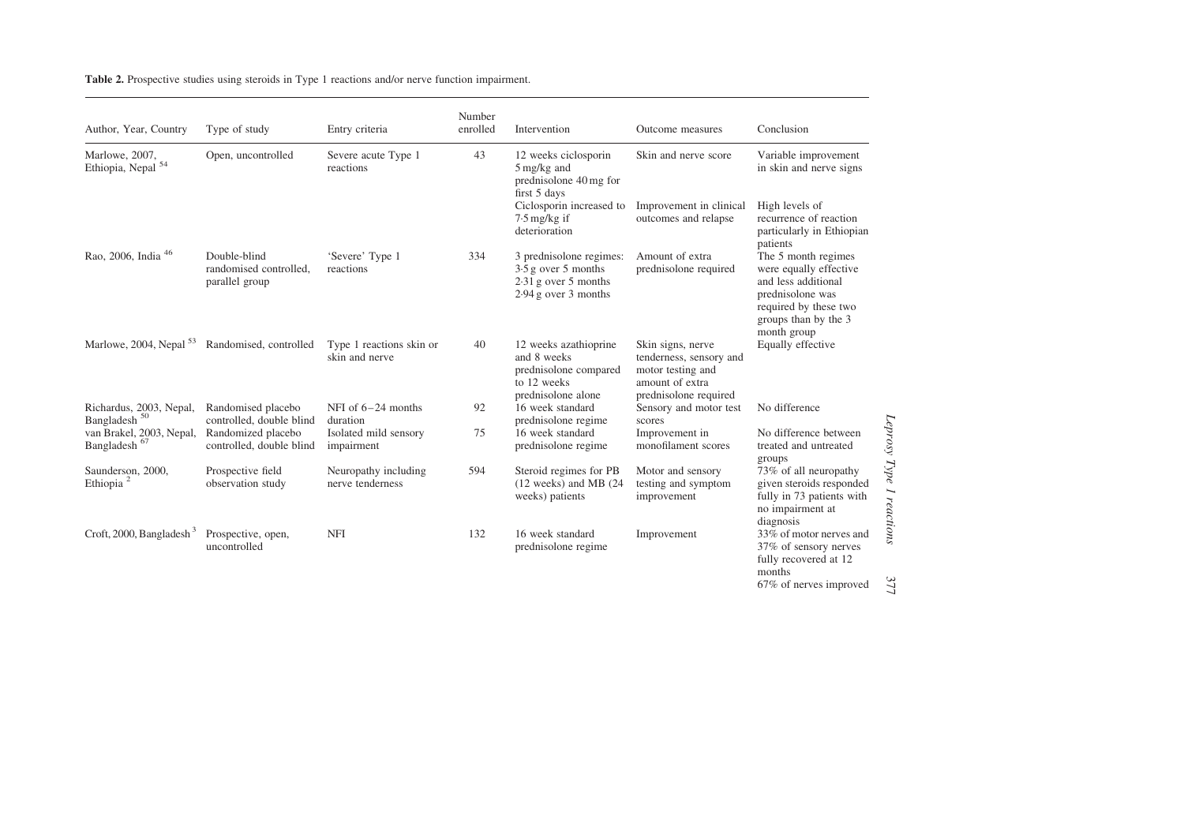**Table 2.** Prospective studies using steroids in Type 1 reactions and/or nerve function impairment.

| Author, Year, Country | Type of study | Entry criteria | Number enrolled | Intervention | Outcome measures | Conclusion |
|---|---|---|---|---|---|---|
| Marlowe, 2007, Ethiopia, Nepal [54] | Open, uncontrolled | Severe acute Type 1 reactions | 43 | 12 weeks ciclosporin 5 mg/kg and prednisolone 40 mg for first 5 days<br>Ciclosporin increased to 7·5 mg/kg if deterioration | Skin and nerve score<br>Improvement in clinical outcomes and relapse | Variable improvement in skin and nerve signs<br>High levels of recurrence of reaction particularly in Ethiopian patients |
| Rao, 2006, India [46] | Double-blind randomised controlled, parallel group | 'Severe' Type 1 reactions | 334 | 3 prednisolone regimes:<br>3·5 g over 5 months<br>2·31 g over 5 months<br>2·94 g over 3 months | Amount of extra prednisolone required | The 5 month regimes were equally effective and less additional prednisolone was required by these two groups than by the 3 month group |
| Marlowe, 2004, Nepal [53] | Randomised, controlled | Type 1 reactions skin or skin and nerve | 40 | 12 weeks azathioprine and 8 weeks prednisolone compared to 12 weeks prednisolone alone | Skin signs, nerve tenderness, sensory and motor testing and amount of extra prednisolone required | Equally effective |
| Richardus, 2003, Nepal, Bangladesh [50] | Randomised placebo controlled, double blind | NFI of 6–24 months duration | 92 | 16 week standard prednisolone regime | Sensory and motor test scores | No difference |
| van Brakel, 2003, Nepal, Bangladesh [67] | Randomized placebo controlled, double blind | Isolated mild sensory impairment | 75 | 16 week standard prednisolone regime | Improvement in monofilament scores | No difference between treated and untreated groups |
| Saunderson, 2000, Ethiopia [2] | Prospective field observation study | Neuropathy including nerve tenderness | 594 | Steroid regimes for PB (12 weeks) and MB (24 weeks) patients | Motor and sensory testing and symptom improvement | 73% of all neuropathy given steroids responded fully in 73 patients with no impairment at diagnosis |
| Croft, 2000, Bangladesh [3] | Prospective, open, uncontrolled | NFI | 132 | 16 week standard prednisolone regime | Improvement | 33% of motor nerves and 37% of sensory nerves fully recovered at 12 months<br>67% of nerves improved |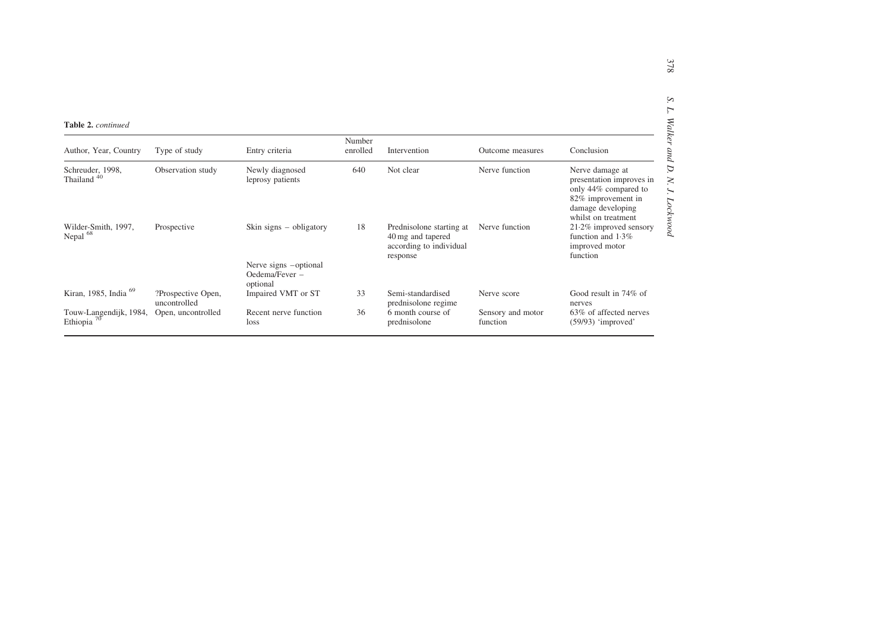**Table 2.** *continued*

| Author, Year, Country | Type of study | Entry criteria | Number enrolled | Intervention | Outcome measures | Conclusion |
|---|---|---|---|---|---|---|
| Schreuder, 1998, Thailand [40] | Observation study | Newly diagnosed leprosy patients | 640 | Not clear | Nerve function | Nerve damage at presentation improves in only 44% compared to 82% improvement in damage developing whilst on treatment |
| Wilder-Smith, 1997, Nepal [68] | Prospective | Skin signs – obligatory<br>Nerve signs –optional<br>Oedema/Fever – optional | 18 | Prednisolone starting at 40 mg and tapered according to individual response | Nerve function | 21·2% improved sensory function and 1·3% improved motor function |
| Kiran, 1985, India [69] | ?Prospective Open, uncontrolled | Impaired VMT or ST | 33 | Semi-standardised prednisolone regime | Nerve score | Good result in 74% of nerves |
| Touw-Langendijk, 1984, Ethiopia [70] | Open, uncontrolled | Recent nerve function loss | 36 | 6 month course of prednisolone | Sensory and motor function | 63% of affected nerves (59/93) 'improved' |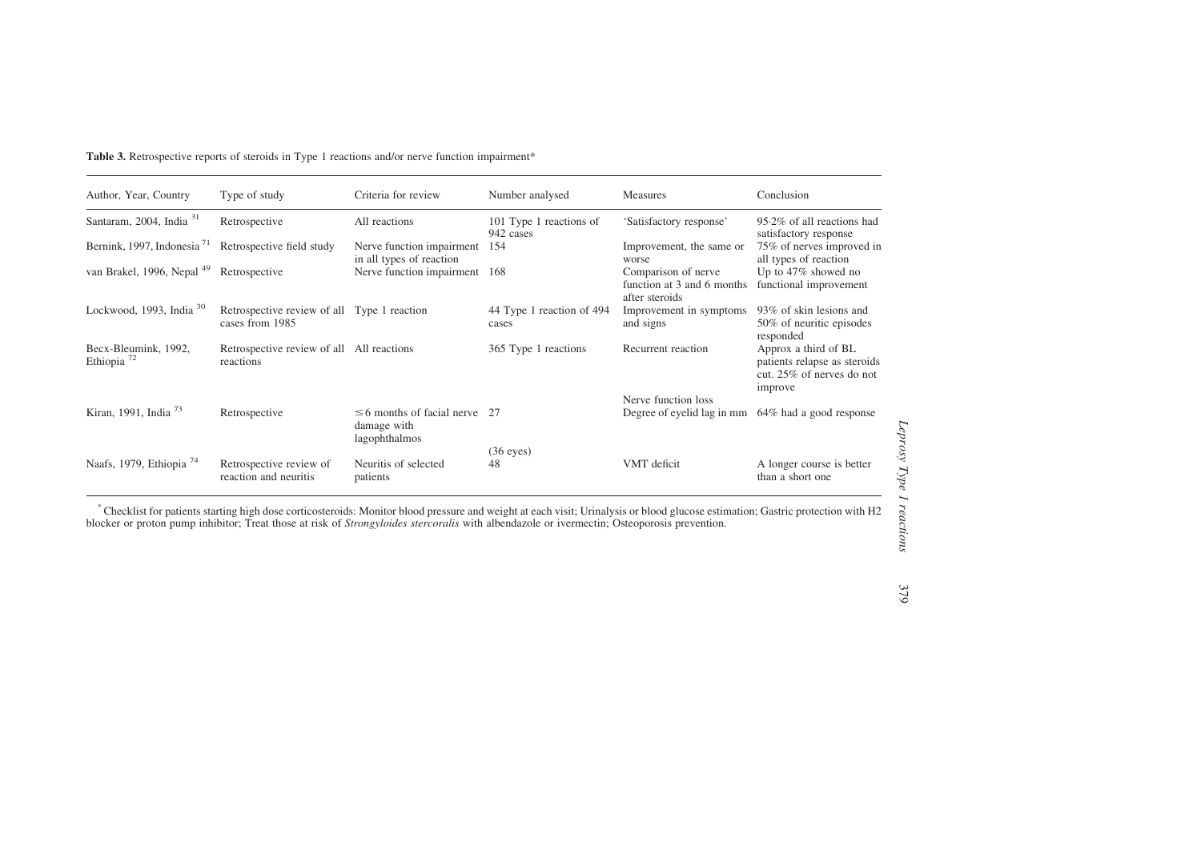**Table 3.** Retrospective reports of steroids in Type 1 reactions and/or nerve function impairment*

| Author, Year, Country | Type of study | Criteria for review | Number analysed | Measures | Conclusion |
|---|---|---|---|---|---|
| Santaram, 2004, India [31] | Retrospective | All reactions | 101 Type 1 reactions of 942 cases | 'Satisfactory response' | 95·2% of all reactions had satisfactory response |
| Bernink, 1997, Indonesia [71] | Retrospective field study | Nerve function impairment in all types of reaction | 154 | Improvement, the same or worse | 75% of nerves improved in all types of reaction |
| van Brakel, 1996, Nepal [49] | Retrospective | Nerve function impairment | 168 | Comparison of nerve function at 3 and 6 months after steroids | Up to 47% showed no functional improvement |
| Lockwood, 1993, India [30] | Retrospective review of all cases from 1985 | Type 1 reaction | 44 Type 1 reaction of 494 cases | Improvement in symptoms and signs | 93% of skin lesions and 50% of neuritic episodes responded |
| Becx-Bleumink, 1992, Ethiopia [72] | Retrospective review of all reactions | All reactions | 365 Type 1 reactions | Recurrent reaction<br>Nerve function loss | Approx a third of BL patients relapse as steroids cut. 25% of nerves do not improve |
| Kiran, 1991, India [73] | Retrospective | ≤6 months of facial nerve damage with lagophthalmos | 27<br>(36 eyes) | Degree of eyelid lag in mm | 64% had a good response |
| Naafs, 1979, Ethiopia [74] | Retrospective review of reaction and neuritis | Neuritis of selected patients | 48 | VMT deficit | A longer course is better than a short one |

* Checklist for patients starting high dose corticosteroids: Monitor blood pressure and weight at each visit; Urinalysis or blood glucose estimation; Gastric protection with H2 blocker or proton pump inhibitor; Treat those at risk of *Strongyloides stercoralis* with albendazole or ivermectin; Osteoporosis prevention.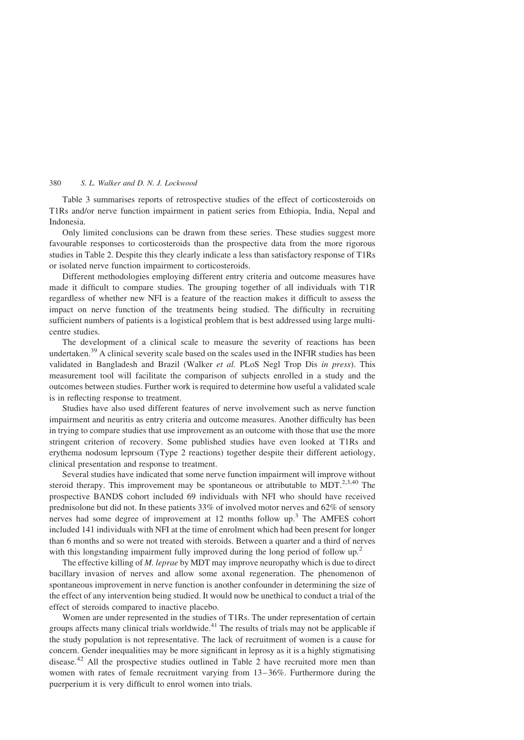Table 3 summarises reports of retrospective studies of the effect of corticosteroids on T1Rs and/or nerve function impairment in patient series from Ethiopia, India, Nepal and Indonesia.

Only limited conclusions can be drawn from these series. These studies suggest more favourable responses to corticosteroids than the prospective data from the more rigorous studies in Table 2. Despite this they clearly indicate a less than satisfactory response of T1Rs or isolated nerve function impairment to corticosteroids.

Different methodologies employing different entry criteria and outcome measures have made it difficult to compare studies. The grouping together of all individuals with T1R regardless of whether new NFI is a feature of the reaction makes it difficult to assess the impact on nerve function of the treatments being studied. The difficulty in recruiting sufficient numbers of patients is a logistical problem that is best addressed using large multi-centre studies.

The development of a clinical scale to measure the severity of reactions has been undertaken.[39] A clinical severity scale based on the scales used in the INFIR studies has been validated in Bangladesh and Brazil (Walker *et al.* PLoS Negl Trop Dis *in press*). This measurement tool will facilitate the comparison of subjects enrolled in a study and the outcomes between studies. Further work is required to determine how useful a validated scale is in reflecting response to treatment.

Studies have also used different features of nerve involvement such as nerve function impairment and neuritis as entry criteria and outcome measures. Another difficulty has been in trying to compare studies that use improvement as an outcome with those that use the more stringent criterion of recovery. Some published studies have even looked at T1Rs and erythema nodosum leprsoum (Type 2 reactions) together despite their different aetiology, clinical presentation and response to treatment.

Several studies have indicated that some nerve function impairment will improve without steroid therapy. This improvement may be spontaneous or attributable to MDT.[2,3,40] The prospective BANDS cohort included 69 individuals with NFI who should have received prednisolone but did not. In these patients 33% of involved motor nerves and 62% of sensory nerves had some degree of improvement at 12 months follow up.[3] The AMFES cohort included 141 individuals with NFI at the time of enrolment which had been present for longer than 6 months and so were not treated with steroids. Between a quarter and a third of nerves with this longstanding impairment fully improved during the long period of follow up.[2]

The effective killing of *M. leprae* by MDT may improve neuropathy which is due to direct bacillary invasion of nerves and allow some axonal regeneration. The phenomenon of spontaneous improvement in nerve function is another confounder in determining the size of the effect of any intervention being studied. It would now be unethical to conduct a trial of the effect of steroids compared to inactive placebo.

Women are under represented in the studies of T1Rs. The under representation of certain groups affects many clinical trials worldwide.[41] The results of trials may not be applicable if the study population is not representative. The lack of recruitment of women is a cause for concern. Gender inequalities may be more significant in leprosy as it is a highly stigmatising disease.[42] All the prospective studies outlined in Table 2 have recruited more men than women with rates of female recruitment varying from 13–36%. Furthermore during the puerperium it is very difficult to enrol women into trials.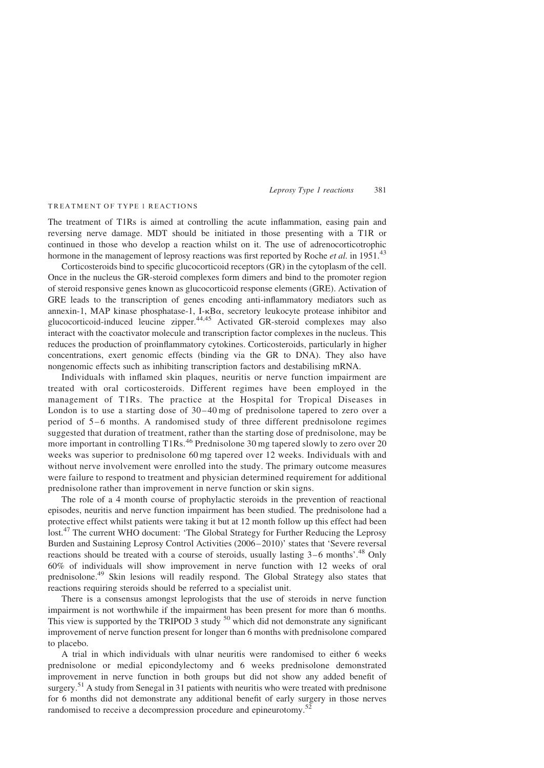## TREATMENT OF TYPE 1 REACTIONS

The treatment of T1Rs is aimed at controlling the acute inflammation, easing pain and reversing nerve damage. MDT should be initiated in those presenting with a T1R or continued in those who develop a reaction whilst on it. The use of adrenocorticotrophic hormone in the management of leprosy reactions was first reported by Roche *et al.* in 1951.[43]

Corticosteroids bind to specific glucocorticoid receptors (GR) in the cytoplasm of the cell. Once in the nucleus the GR-steroid complexes form dimers and bind to the promoter region of steroid responsive genes known as glucocorticoid response elements (GRE). Activation of GRE leads to the transcription of genes encoding anti-inflammatory mediators such as annexin-1, MAP kinase phosphatase-1, I-κBα, secretory leukocyte protease inhibitor and glucocorticoid-induced leucine zipper.[44,45] Activated GR-steroid complexes may also interact with the coactivator molecule and transcription factor complexes in the nucleus. This reduces the production of proinflammatory cytokines. Corticosteroids, particularly in higher concentrations, exert genomic effects (binding via the GR to DNA). They also have nongenomic effects such as inhibiting transcription factors and destabilising mRNA.

Individuals with inflamed skin plaques, neuritis or nerve function impairment are treated with oral corticosteroids. Different regimes have been employed in the management of T1Rs. The practice at the Hospital for Tropical Diseases in London is to use a starting dose of 30–40 mg of prednisolone tapered to zero over a period of 5–6 months. A randomised study of three different prednisolone regimes suggested that duration of treatment, rather than the starting dose of prednisolone, may be more important in controlling T1Rs.[46] Prednisolone 30 mg tapered slowly to zero over 20 weeks was superior to prednisolone 60 mg tapered over 12 weeks. Individuals with and without nerve involvement were enrolled into the study. The primary outcome measures were failure to respond to treatment and physician determined requirement for additional prednisolone rather than improvement in nerve function or skin signs.

The role of a 4 month course of prophylactic steroids in the prevention of reactional episodes, neuritis and nerve function impairment has been studied. The prednisolone had a protective effect whilst patients were taking it but at 12 month follow up this effect had been lost.[47] The current WHO document: 'The Global Strategy for Further Reducing the Leprosy Burden and Sustaining Leprosy Control Activities (2006–2010)' states that 'Severe reversal reactions should be treated with a course of steroids, usually lasting 3–6 months'.[48] Only 60% of individuals will show improvement in nerve function with 12 weeks of oral prednisolone.[49] Skin lesions will readily respond. The Global Strategy also states that reactions requiring steroids should be referred to a specialist unit.

There is a consensus amongst leprologists that the use of steroids in nerve function impairment is not worthwhile if the impairment has been present for more than 6 months. This view is supported by the TRIPOD 3 study [50] which did not demonstrate any significant improvement of nerve function present for longer than 6 months with prednisolone compared to placebo.

A trial in which individuals with ulnar neuritis were randomised to either 6 weeks prednisolone or medial epicondylectomy and 6 weeks prednisolone demonstrated improvement in nerve function in both groups but did not show any added benefit of surgery.[51] A study from Senegal in 31 patients with neuritis who were treated with prednisone for 6 months did not demonstrate any additional benefit of early surgery in those nerves randomised to receive a decompression procedure and epineurotomy.[52]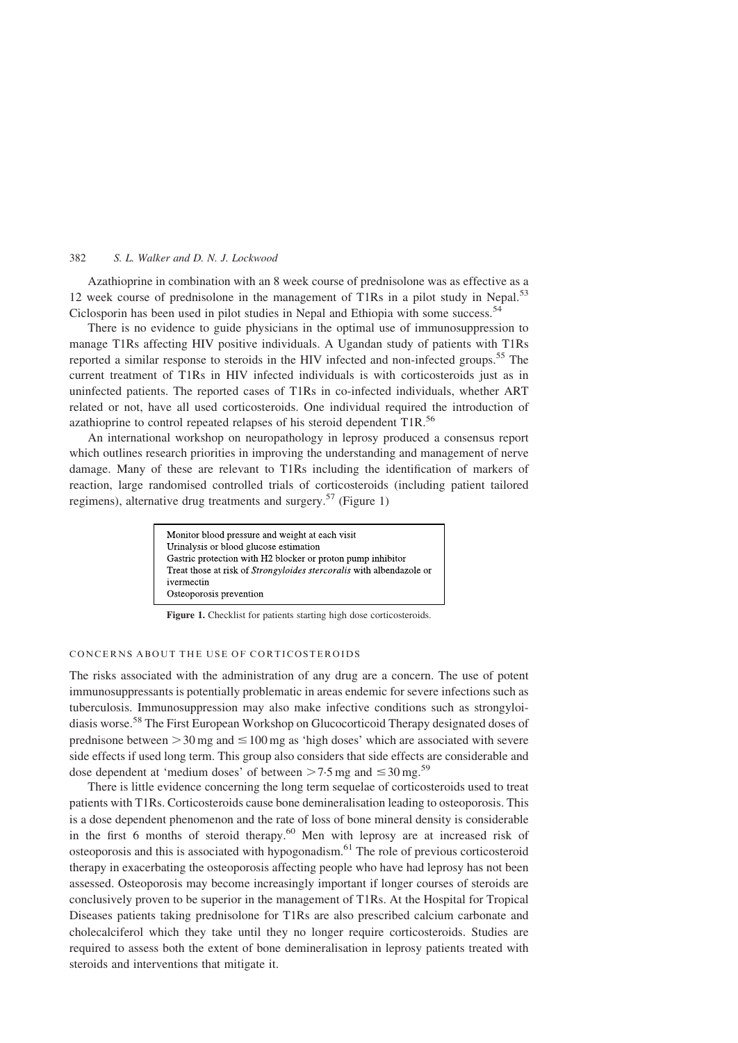Azathioprine in combination with an 8 week course of prednisolone was as effective as a 12 week course of prednisolone in the management of T1Rs in a pilot study in Nepal.[53] Ciclosporin has been used in pilot studies in Nepal and Ethiopia with some success.[54]

There is no evidence to guide physicians in the optimal use of immunosuppression to manage T1Rs affecting HIV positive individuals. A Ugandan study of patients with T1Rs reported a similar response to steroids in the HIV infected and non-infected groups.[55] The current treatment of T1Rs in HIV infected individuals is with corticosteroids just as in uninfected patients. The reported cases of T1Rs in co-infected individuals, whether ART related or not, have all used corticosteroids. One individual required the introduction of azathioprine to control repeated relapses of his steroid dependent T1R.[56]

An international workshop on neuropathology in leprosy produced a consensus report which outlines research priorities in improving the understanding and management of nerve damage. Many of these are relevant to T1Rs including the identification of markers of reaction, large randomised controlled trials of corticosteroids (including patient tailored regimens), alternative drug treatments and surgery.[57] (Figure 1)

| |
|---|
| Monitor blood pressure and weight at each visit |
| Urinalysis or blood glucose estimation |
| Gastric protection with H2 blocker or proton pump inhibitor |
| Treat those at risk of *Strongyloides stercoralis* with albendazole or ivermectin |
| Osteoporosis prevention |

**Figure 1.** Checklist for patients starting high dose corticosteroids.

## CONCERNS ABOUT THE USE OF CORTICOSTEROIDS

The risks associated with the administration of any drug are a concern. The use of potent immunosuppressants is potentially problematic in areas endemic for severe infections such as tuberculosis. Immunosuppression may also make infective conditions such as strongyloidiasis worse.[58] The First European Workshop on Glucocorticoid Therapy designated doses of prednisone between $>30$ mg and $\leq 100$ mg as 'high doses' which are associated with severe side effects if used long term. This group also considers that side effects are considerable and dose dependent at 'medium doses' of between $>7{\cdot}5$ mg and $\leq 30$ mg.[59]

There is little evidence concerning the long term sequelae of corticosteroids used to treat patients with T1Rs. Corticosteroids cause bone demineralisation leading to osteoporosis. This is a dose dependent phenomenon and the rate of loss of bone mineral density is considerable in the first 6 months of steroid therapy.[60] Men with leprosy are at increased risk of osteoporosis and this is associated with hypogonadism.[61] The role of previous corticosteroid therapy in exacerbating the osteoporosis affecting people who have had leprosy has not been assessed. Osteoporosis may become increasingly important if longer courses of steroids are conclusively proven to be superior in the management of T1Rs. At the Hospital for Tropical Diseases patients taking prednisolone for T1Rs are also prescribed calcium carbonate and cholecalciferol which they take until they no longer require corticosteroids. Studies are required to assess both the extent of bone demineralisation in leprosy patients treated with steroids and interventions that mitigate it.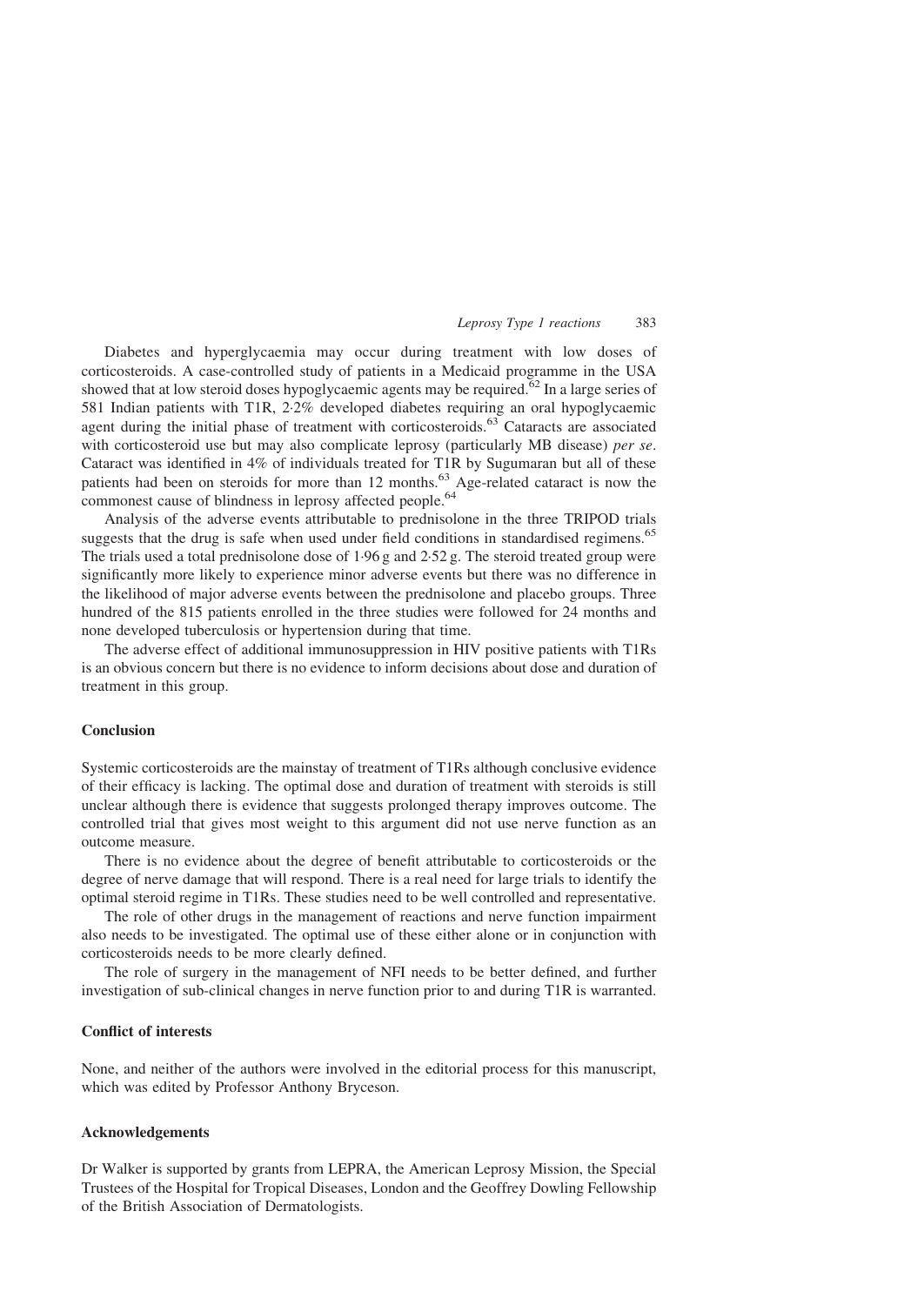Diabetes and hyperglycaemia may occur during treatment with low doses of corticosteroids. A case-controlled study of patients in a Medicaid programme in the USA showed that at low steroid doses hypoglycaemic agents may be required.[62] In a large series of 581 Indian patients with T1R, 2·2% developed diabetes requiring an oral hypoglycaemic agent during the initial phase of treatment with corticosteroids.[63] Cataracts are associated with corticosteroid use but may also complicate leprosy (particularly MB disease) *per se*. Cataract was identified in 4% of individuals treated for T1R by Sugumaran but all of these patients had been on steroids for more than 12 months.[63] Age-related cataract is now the commonest cause of blindness in leprosy affected people.[64]

Analysis of the adverse events attributable to prednisolone in the three TRIPOD trials suggests that the drug is safe when used under field conditions in standardised regimens.[65] The trials used a total prednisolone dose of 1·96 g and 2·52 g. The steroid treated group were significantly more likely to experience minor adverse events but there was no difference in the likelihood of major adverse events between the prednisolone and placebo groups. Three hundred of the 815 patients enrolled in the three studies were followed for 24 months and none developed tuberculosis or hypertension during that time.

The adverse effect of additional immunosuppression in HIV positive patients with T1Rs is an obvious concern but there is no evidence to inform decisions about dose and duration of treatment in this group.

## Conclusion

Systemic corticosteroids are the mainstay of treatment of T1Rs although conclusive evidence of their efficacy is lacking. The optimal dose and duration of treatment with steroids is still unclear although there is evidence that suggests prolonged therapy improves outcome. The controlled trial that gives most weight to this argument did not use nerve function as an outcome measure.

There is no evidence about the degree of benefit attributable to corticosteroids or the degree of nerve damage that will respond. There is a real need for large trials to identify the optimal steroid regime in T1Rs. These studies need to be well controlled and representative.

The role of other drugs in the management of reactions and nerve function impairment also needs to be investigated. The optimal use of these either alone or in conjunction with corticosteroids needs to be more clearly defined.

The role of surgery in the management of NFI needs to be better defined, and further investigation of sub-clinical changes in nerve function prior to and during T1R is warranted.

## Conflict of interests

None, and neither of the authors were involved in the editorial process for this manuscript, which was edited by Professor Anthony Bryceson.

## Acknowledgements

Dr Walker is supported by grants from LEPRA, the American Leprosy Mission, the Special Trustees of the Hospital for Tropical Diseases, London and the Geoffrey Dowling Fellowship of the British Association of Dermatologists.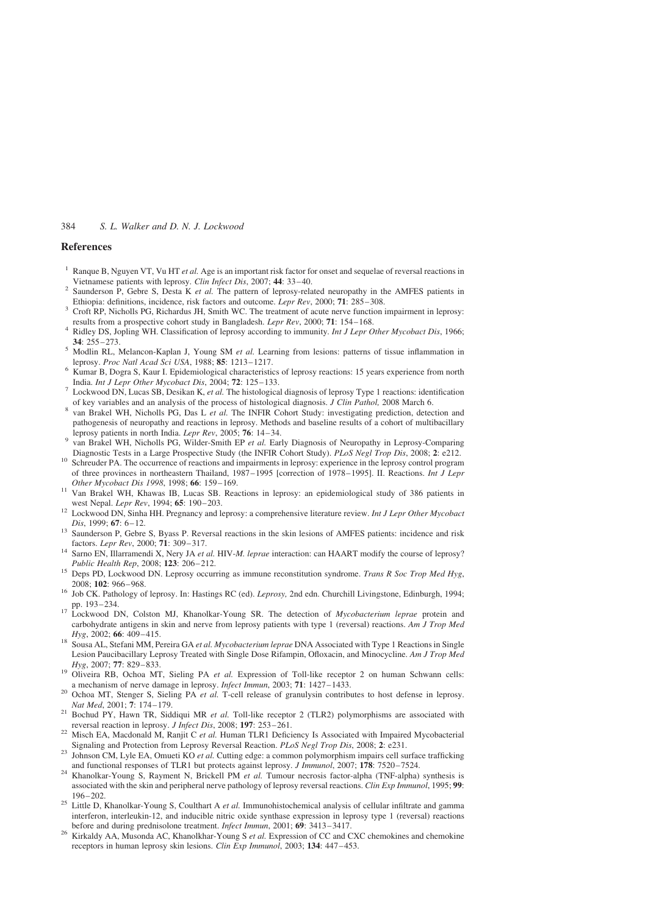## References

1. Ranque B, Nguyen VT, Vu HT *et al.* Age is an important risk factor for onset and sequelae of reversal reactions in Vietnamese patients with leprosy. *Clin Infect Dis*, 2007; **44**: 33–40.
2. Saunderson P, Gebre S, Desta K *et al.* The pattern of leprosy-related neuropathy in the AMFES patients in Ethiopia: definitions, incidence, risk factors and outcome. *Lepr Rev*, 2000; **71**: 285–308.
3. Croft RP, Nicholls PG, Richardus JH, Smith WC. The treatment of acute nerve function impairment in leprosy: results from a prospective cohort study in Bangladesh. *Lepr Rev*, 2000; **71**: 154–168.
4. Ridley DS, Jopling WH. Classification of leprosy according to immunity. *Int J Lepr Other Mycobact Dis*, 1966; **34**: 255–273.
5. Modlin RL, Melancon-Kaplan J, Young SM *et al.* Learning from lesions: patterns of tissue inflammation in leprosy. *Proc Natl Acad Sci USA*, 1988; **85**: 1213–1217.
6. Kumar B, Dogra S, Kaur I. Epidemiological characteristics of leprosy reactions: 15 years experience from north India. *Int J Lepr Other Mycobact Dis*, 2004; **72**: 125–133.
7. Lockwood DN, Lucas SB, Desikan K, *et al.* The histological diagnosis of leprosy Type 1 reactions: identification of key variables and an analysis of the process of histological diagnosis. *J Clin Pathol,* 2008 March 6.
8. van Brakel WH, Nicholls PG, Das L *et al.* The INFIR Cohort Study: investigating prediction, detection and pathogenesis of neuropathy and reactions in leprosy. Methods and baseline results of a cohort of multibacillary leprosy patients in north India. *Lepr Rev*, 2005; **76**: 14–34.
9. van Brakel WH, Nicholls PG, Wilder-Smith EP *et al.* Early Diagnosis of Neuropathy in Leprosy-Comparing Diagnostic Tests in a Large Prospective Study (the INFIR Cohort Study). *PLoS Negl Trop Dis*, 2008; **2**: e212.
10. Schreuder PA. The occurrence of reactions and impairments in leprosy: experience in the leprosy control program of three provinces in northeastern Thailand, 1987–1995 [correction of 1978–1995]. II. Reactions. *Int J Lepr Other Mycobact Dis 1998*, 1998; **66**: 159–169.
11. Van Brakel WH, Khawas IB, Lucas SB. Reactions in leprosy: an epidemiological study of 386 patients in west Nepal. *Lepr Rev*, 1994; **65**: 190–203.
12. Lockwood DN, Sinha HH. Pregnancy and leprosy: a comprehensive literature review. *Int J Lepr Other Mycobact Dis*, 1999; **67**: 6–12.
13. Saunderson P, Gebre S, Byass P. Reversal reactions in the skin lesions of AMFES patients: incidence and risk factors. *Lepr Rev*, 2000; **71**: 309–317.
14. Sarno EN, Illarramendi X, Nery JA *et al.* HIV-*M. leprae* interaction: can HAART modify the course of leprosy? *Public Health Rep*, 2008; **123**: 206–212.
15. Deps PD, Lockwood DN. Leprosy occurring as immune reconstitution syndrome. *Trans R Soc Trop Med Hyg*, 2008; **102**: 966–968.
16. Job CK. Pathology of leprosy. In: Hastings RC (ed). *Leprosy,* 2nd edn. Churchill Livingstone, Edinburgh, 1994; pp. 193–234.
17. Lockwood DN, Colston MJ, Khanolkar-Young SR. The detection of *Mycobacterium leprae* protein and carbohydrate antigens in skin and nerve from leprosy patients with type 1 (reversal) reactions. *Am J Trop Med Hyg*, 2002; **66**: 409–415.
18. Sousa AL, Stefani MM, Pereira GA *et al. Mycobacterium leprae* DNA Associated with Type 1 Reactions in Single Lesion Paucibacillary Leprosy Treated with Single Dose Rifampin, Ofloxacin, and Minocycline. *Am J Trop Med Hyg*, 2007; **77**: 829–833.
19. Oliveira RB, Ochoa MT, Sieling PA *et al.* Expression of Toll-like receptor 2 on human Schwann cells: a mechanism of nerve damage in leprosy. *Infect Immun*, 2003; **71**: 1427–1433.
20. Ochoa MT, Stenger S, Sieling PA *et al.* T-cell release of granulysin contributes to host defense in leprosy. *Nat Med*, 2001; **7**: 174–179.
21. Bochud PY, Hawn TR, Siddiqui MR *et al.* Toll-like receptor 2 (TLR2) polymorphisms are associated with reversal reaction in leprosy. *J Infect Dis*, 2008; **197**: 253–261.
22. Misch EA, Macdonald M, Ranjit C *et al.* Human TLR1 Deficiency Is Associated with Impaired Mycobacterial Signaling and Protection from Leprosy Reversal Reaction. *PLoS Negl Trop Dis*, 2008; **2**: e231.
23. Johnson CM, Lyle EA, Omueti KO *et al.* Cutting edge: a common polymorphism impairs cell surface trafficking and functional responses of TLR1 but protects against leprosy. *J Immunol*, 2007; **178**: 7520–7524.
24. Khanolkar-Young S, Rayment N, Brickell PM *et al.* Tumour necrosis factor-alpha (TNF-alpha) synthesis is associated with the skin and peripheral nerve pathology of leprosy reversal reactions. *Clin Exp Immunol*, 1995; **99**: 196–202.
25. Little D, Khanolkar-Young S, Coulthart A *et al.* Immunohistochemical analysis of cellular infiltrate and gamma interferon, interleukin-12, and inducible nitric oxide synthase expression in leprosy type 1 (reversal) reactions before and during prednisolone treatment. *Infect Immun*, 2001; **69**: 3413–3417.
26. Kirkaldy AA, Musonda AC, Khanolkhar-Young S *et al.* Expression of CC and CXC chemokines and chemokine receptors in human leprosy skin lesions. *Clin Exp Immunol*, 2003; **134**: 447–453.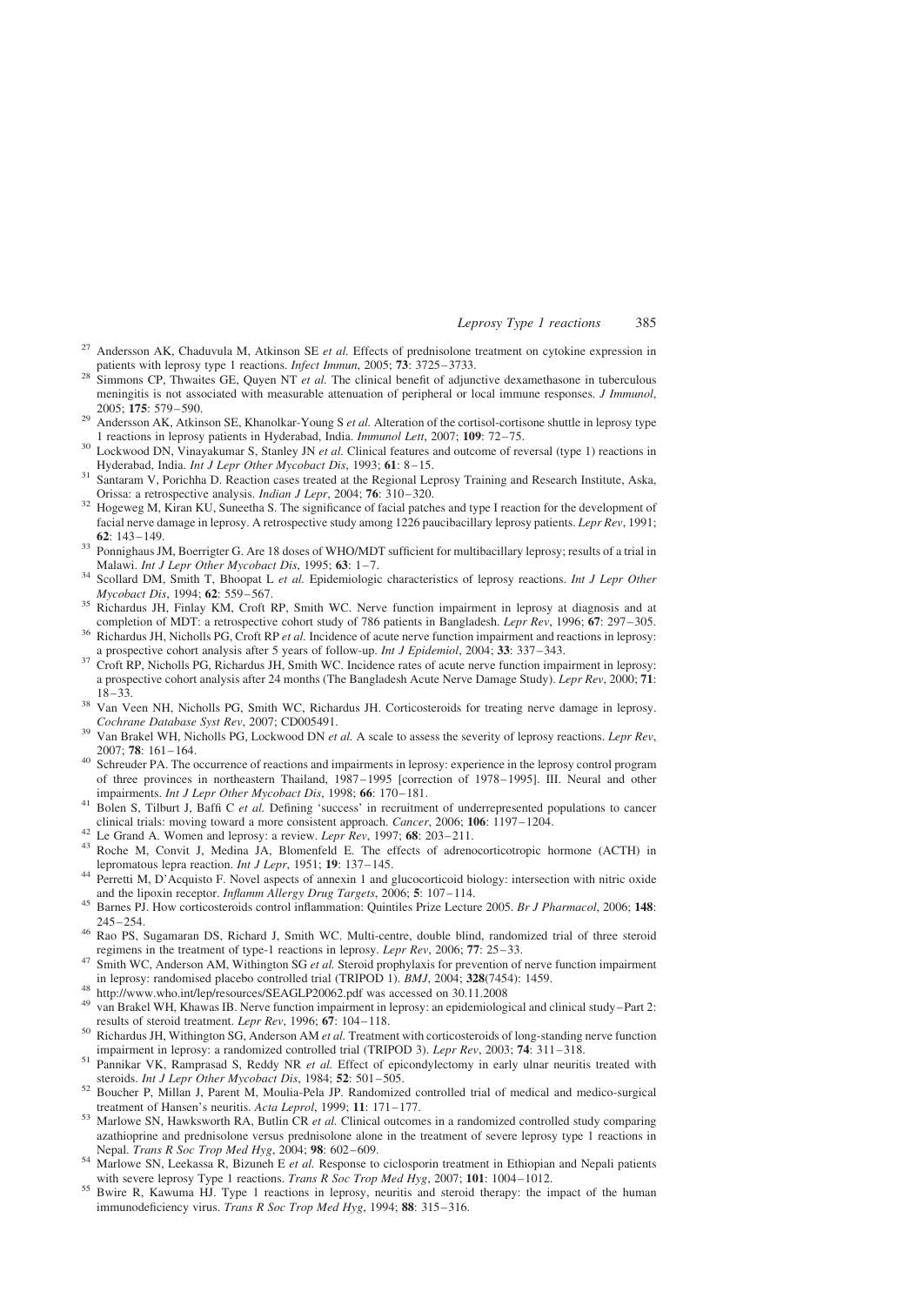27. Andersson AK, Chaduvula M, Atkinson SE *et al.* Effects of prednisolone treatment on cytokine expression in patients with leprosy type 1 reactions. *Infect Immun*, 2005; **73**: 3725–3733.
28. Simmons CP, Thwaites GE, Quyen NT *et al.* The clinical benefit of adjunctive dexamethasone in tuberculous meningitis is not associated with measurable attenuation of peripheral or local immune responses. *J Immunol*, 2005; **175**: 579–590.
29. Andersson AK, Atkinson SE, Khanolkar-Young S *et al.* Alteration of the cortisol-cortisone shuttle in leprosy type 1 reactions in leprosy patients in Hyderabad, India. *Immunol Lett*, 2007; **109**: 72–75.
30. Lockwood DN, Vinayakumar S, Stanley JN *et al.* Clinical features and outcome of reversal (type 1) reactions in Hyderabad, India. *Int J Lepr Other Mycobact Dis*, 1993; **61**: 8–15.
31. Santaram V, Porichha D. Reaction cases treated at the Regional Leprosy Training and Research Institute, Aska, Orissa: a retrospective analysis. *Indian J Lepr*, 2004; **76**: 310–320.
32. Hogeweg M, Kiran KU, Suneetha S. The significance of facial patches and type I reaction for the development of facial nerve damage in leprosy. A retrospective study among 1226 paucibacillary leprosy patients. *Lepr Rev*, 1991; **62**: 143–149.
33. Ponnighaus JM, Boerrigter G. Are 18 doses of WHO/MDT sufficient for multibacillary leprosy; results of a trial in Malawi. *Int J Lepr Other Mycobact Dis*, 1995; **63**: 1–7.
34. Scollard DM, Smith T, Bhoopat L *et al.* Epidemiologic characteristics of leprosy reactions. *Int J Lepr Other Mycobact Dis*, 1994; **62**: 559–567.
35. Richardus JH, Finlay KM, Croft RP, Smith WC. Nerve function impairment in leprosy at diagnosis and at completion of MDT: a retrospective cohort study of 786 patients in Bangladesh. *Lepr Rev*, 1996; **67**: 297–305.
36. Richardus JH, Nicholls PG, Croft RP *et al.* Incidence of acute nerve function impairment and reactions in leprosy: a prospective cohort analysis after 5 years of follow-up. *Int J Epidemiol*, 2004; **33**: 337–343.
37. Croft RP, Nicholls PG, Richardus JH, Smith WC. Incidence rates of acute nerve function impairment in leprosy: a prospective cohort analysis after 24 months (The Bangladesh Acute Nerve Damage Study). *Lepr Rev*, 2000; **71**: 18–33.
38. Van Veen NH, Nicholls PG, Smith WC, Richardus JH. Corticosteroids for treating nerve damage in leprosy. *Cochrane Database Syst Rev*, 2007; CD005491.
39. Van Brakel WH, Nicholls PG, Lockwood DN *et al.* A scale to assess the severity of leprosy reactions. *Lepr Rev*, 2007; **78**: 161–164.
40. Schreuder PA. The occurrence of reactions and impairments in leprosy: experience in the leprosy control program of three provinces in northeastern Thailand, 1987–1995 [correction of 1978–1995]. III. Neural and other impairments. *Int J Lepr Other Mycobact Dis*, 1998; **66**: 170–181.
41. Bolen S, Tilburt J, Baffi C *et al.* Defining 'success' in recruitment of underrepresented populations to cancer clinical trials: moving toward a more consistent approach. *Cancer*, 2006; **106**: 1197–1204.
42. Le Grand A. Women and leprosy: a review. *Lepr Rev*, 1997; **68**: 203–211.
43. Roche M, Convit J, Medina JA, Blomenfeld E. The effects of adrenocorticotropic hormone (ACTH) in lepromatous lepra reaction. *Int J Lepr*, 1951; **19**: 137–145.
44. Perretti M, D'Acquisto F. Novel aspects of annexin 1 and glucocorticoid biology: intersection with nitric oxide and the lipoxin receptor. *Inflamm Allergy Drug Targets*, 2006; **5**: 107–114.
45. Barnes PJ. How corticosteroids control inflammation: Quintiles Prize Lecture 2005. *Br J Pharmacol*, 2006; **148**: 245–254.
46. Rao PS, Sugamaran DS, Richard J, Smith WC. Multi-centre, double blind, randomized trial of three steroid regimens in the treatment of type-1 reactions in leprosy. *Lepr Rev*, 2006; **77**: 25–33.
47. Smith WC, Anderson AM, Withington SG *et al.* Steroid prophylaxis for prevention of nerve function impairment in leprosy: randomised placebo controlled trial (TRIPOD 1). *BMJ*, 2004; **328**(7454): 1459.
48. http://www.who.int/lep/resources/SEAGLP20062.pdf was accessed on 30.11.2008
49. van Brakel WH, Khawas IB. Nerve function impairment in leprosy: an epidemiological and clinical study–Part 2: results of steroid treatment. *Lepr Rev*, 1996; **67**: 104–118.
50. Richardus JH, Withington SG, Anderson AM *et al.* Treatment with corticosteroids of long-standing nerve function impairment in leprosy: a randomized controlled trial (TRIPOD 3). *Lepr Rev*, 2003; **74**: 311–318.
51. Pannikar VK, Ramprasad S, Reddy NR *et al.* Effect of epicondylectomy in early ulnar neuritis treated with steroids. *Int J Lepr Other Mycobact Dis*, 1984; **52**: 501–505.
52. Boucher P, Millan J, Parent M, Moulia-Pela JP. Randomized controlled trial of medical and medico-surgical treatment of Hansen's neuritis. *Acta Leprol*, 1999; **11**: 171–177.
53. Marlowe SN, Hawksworth RA, Butlin CR *et al.* Clinical outcomes in a randomized controlled study comparing azathioprine and prednisolone versus prednisolone alone in the treatment of severe leprosy type 1 reactions in Nepal. *Trans R Soc Trop Med Hyg*, 2004; **98**: 602–609.
54. Marlowe SN, Leekassa R, Bizuneh E *et al.* Response to ciclosporin treatment in Ethiopian and Nepali patients with severe leprosy Type 1 reactions. *Trans R Soc Trop Med Hyg*, 2007; **101**: 1004–1012.
55. Bwire R, Kawuma HJ. Type 1 reactions in leprosy, neuritis and steroid therapy: the impact of the human immunodeficiency virus. *Trans R Soc Trop Med Hyg*, 1994; **88**: 315–316.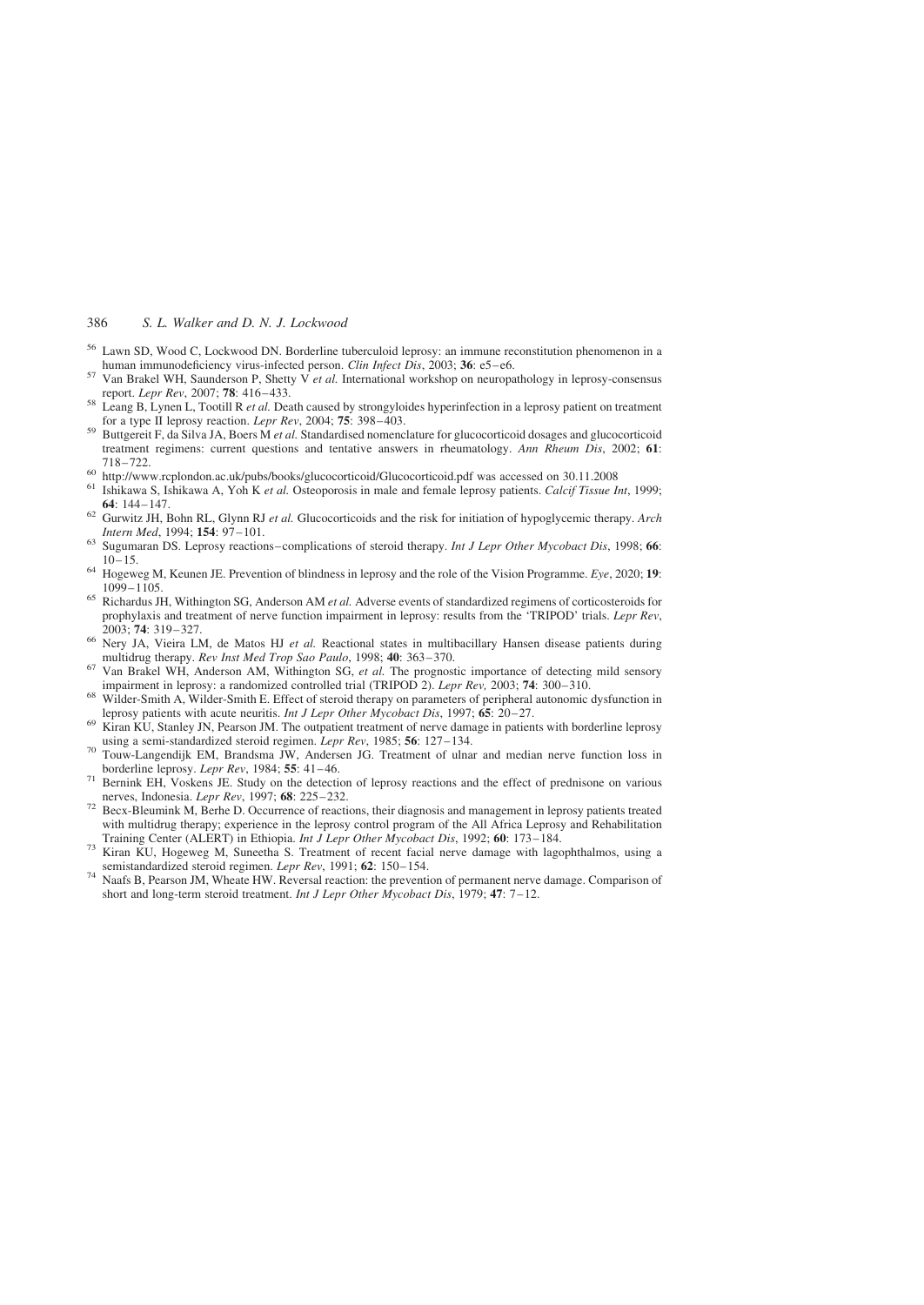56 Lawn SD, Wood C, Lockwood DN. Borderline tuberculoid leprosy: an immune reconstitution phenomenon in a human immunodeficiency virus-infected person. *Clin Infect Dis*, 2003; **36**: e5–e6.

57 Van Brakel WH, Saunderson P, Shetty V *et al.* International workshop on neuropathology in leprosy-consensus report. *Lepr Rev*, 2007; **78**: 416–433.

58 Leang B, Lynen L, Tootill R *et al.* Death caused by strongyloides hyperinfection in a leprosy patient on treatment for a type II leprosy reaction. *Lepr Rev*, 2004; **75**: 398–403.

59 Buttgereit F, da Silva JA, Boers M *et al.* Standardised nomenclature for glucocorticoid dosages and glucocorticoid treatment regimens: current questions and tentative answers in rheumatology. *Ann Rheum Dis*, 2002; **61**: 718–722.

60 http://www.rcplondon.ac.uk/pubs/books/glucocorticoid/Glucocorticoid.pdf was accessed on 30.11.2008

61 Ishikawa S, Ishikawa A, Yoh K *et al.* Osteoporosis in male and female leprosy patients. *Calcif Tissue Int*, 1999; **64**: 144–147.

62 Gurwitz JH, Bohn RL, Glynn RJ *et al.* Glucocorticoids and the risk for initiation of hypoglycemic therapy. *Arch Intern Med*, 1994; **154**: 97–101.

63 Sugumaran DS. Leprosy reactions–complications of steroid therapy. *Int J Lepr Other Mycobact Dis*, 1998; **66**: 10–15.

64 Hogeweg M, Keunen JE. Prevention of blindness in leprosy and the role of the Vision Programme. *Eye*, 2020; **19**: 1099–1105.

65 Richardus JH, Withington SG, Anderson AM *et al.* Adverse events of standardized regimens of corticosteroids for prophylaxis and treatment of nerve function impairment in leprosy: results from the 'TRIPOD' trials. *Lepr Rev*, 2003; **74**: 319–327.

66 Nery JA, Vieira LM, de Matos HJ *et al.* Reactional states in multibacillary Hansen disease patients during multidrug therapy. *Rev Inst Med Trop Sao Paulo*, 1998; **40**: 363–370.

67 Van Brakel WH, Anderson AM, Withington SG, *et al.* The prognostic importance of detecting mild sensory impairment in leprosy: a randomized controlled trial (TRIPOD 2). *Lepr Rev,* 2003; **74**: 300–310.

68 Wilder-Smith A, Wilder-Smith E. Effect of steroid therapy on parameters of peripheral autonomic dysfunction in leprosy patients with acute neuritis. *Int J Lepr Other Mycobact Dis*, 1997; **65**: 20–27.

69 Kiran KU, Stanley JN, Pearson JM. The outpatient treatment of nerve damage in patients with borderline leprosy using a semi-standardized steroid regimen. *Lepr Rev*, 1985; **56**: 127–134.

70 Touw-Langendijk EM, Brandsma JW, Andersen JG. Treatment of ulnar and median nerve function loss in borderline leprosy. *Lepr Rev*, 1984; **55**: 41–46.

71 Bernink EH, Voskens JE. Study on the detection of leprosy reactions and the effect of prednisone on various nerves, Indonesia. *Lepr Rev*, 1997; **68**: 225–232.

72 Becx-Bleumink M, Berhe D. Occurrence of reactions, their diagnosis and management in leprosy patients treated with multidrug therapy; experience in the leprosy control program of the All Africa Leprosy and Rehabilitation Training Center (ALERT) in Ethiopia. *Int J Lepr Other Mycobact Dis*, 1992; **60**: 173–184.

73 Kiran KU, Hogeweg M, Suneetha S. Treatment of recent facial nerve damage with lagophthalmos, using a semistandardized steroid regimen. *Lepr Rev*, 1991; **62**: 150–154.

74 Naafs B, Pearson JM, Wheate HW. Reversal reaction: the prevention of permanent nerve damage. Comparison of short and long-term steroid treatment. *Int J Lepr Other Mycobact Dis*, 1979; **47**: 7–12.